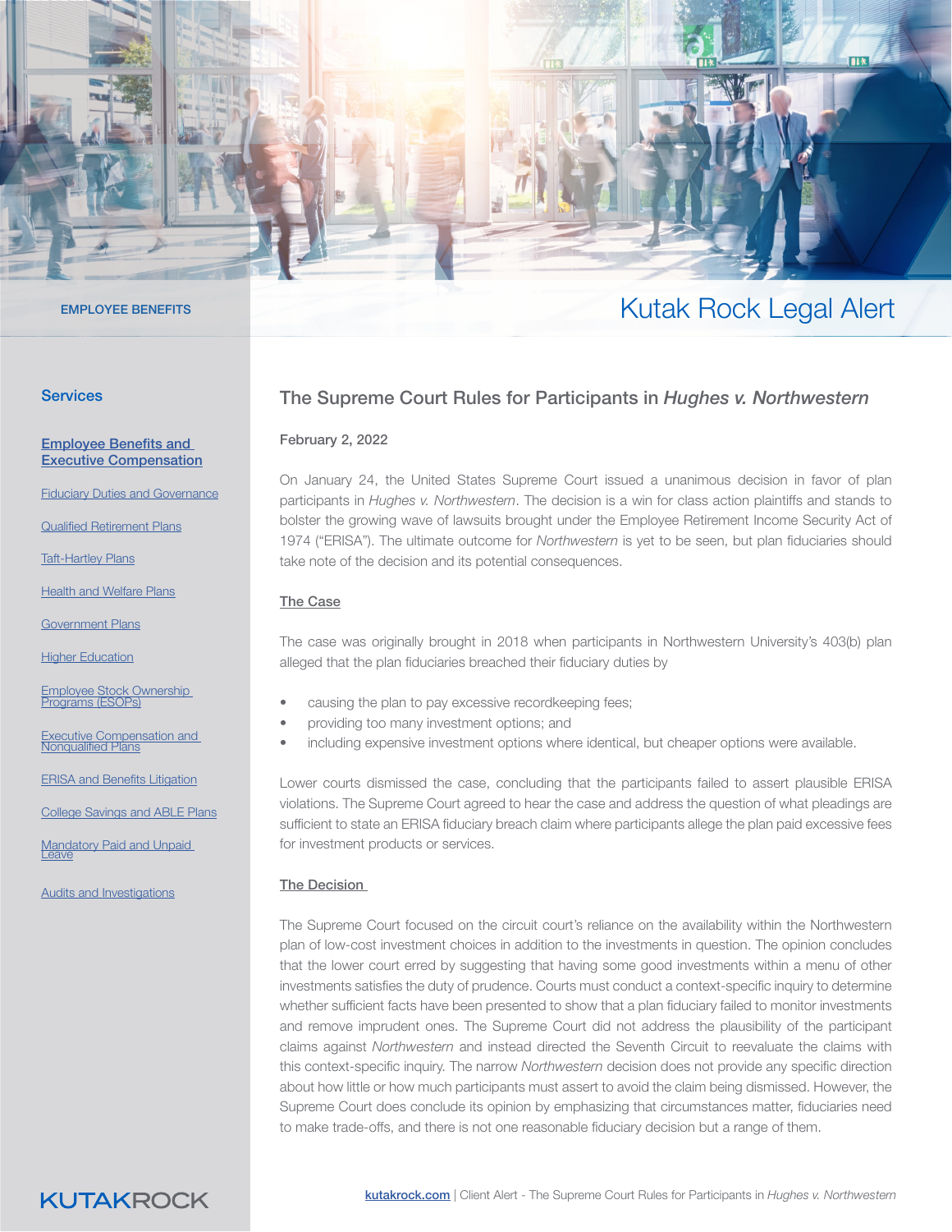EMPLOYEE BENEFITS

# Kutak Rock Legal Alert

## Services

**Employee Benefits and Executive Compensation**

Fiduciary Duties and Governance

Qualified Retirement Plans

Taft-Hartley Plans

Health and Welfare Plans

Government Plans

Higher Education

Employee Stock Ownership Programs (ESOPs)

Executive Compensation and Nonqualified Plans

ERISA and Benefits Litigation

College Savings and ABLE Plans

Mandatory Paid and Unpaid Leave

Audits and Investigations

## The Supreme Court Rules for Participants in *Hughes v. Northwestern*

**February 2, 2022**

On January 24, the United States Supreme Court issued a unanimous decision in favor of plan participants in *Hughes v. Northwestern*. The decision is a win for class action plaintiffs and stands to bolster the growing wave of lawsuits brought under the Employee Retirement Income Security Act of 1974 ("ERISA"). The ultimate outcome for *Northwestern* is yet to be seen, but plan fiduciaries should take note of the decision and its potential consequences.

### The Case

The case was originally brought in 2018 when participants in Northwestern University's 403(b) plan alleged that the plan fiduciaries breached their fiduciary duties by

- causing the plan to pay excessive recordkeeping fees;
- providing too many investment options; and
- including expensive investment options where identical, but cheaper options were available.

Lower courts dismissed the case, concluding that the participants failed to assert plausible ERISA violations. The Supreme Court agreed to hear the case and address the question of what pleadings are sufficient to state an ERISA fiduciary breach claim where participants allege the plan paid excessive fees for investment products or services.

### The Decision

The Supreme Court focused on the circuit court's reliance on the availability within the Northwestern plan of low-cost investment choices in addition to the investments in question. The opinion concludes that the lower court erred by suggesting that having some good investments within a menu of other investments satisfies the duty of prudence. Courts must conduct a context-specific inquiry to determine whether sufficient facts have been presented to show that a plan fiduciary failed to monitor investments and remove imprudent ones. The Supreme Court did not address the plausibility of the participant claims against *Northwestern* and instead directed the Seventh Circuit to reevaluate the claims with this context-specific inquiry. The narrow *Northwestern* decision does not provide any specific direction about how little or how much participants must assert to avoid the claim being dismissed. However, the Supreme Court does conclude its opinion by emphasizing that circumstances matter, fiduciaries need to make trade-offs, and there is not one reasonable fiduciary decision but a range of them.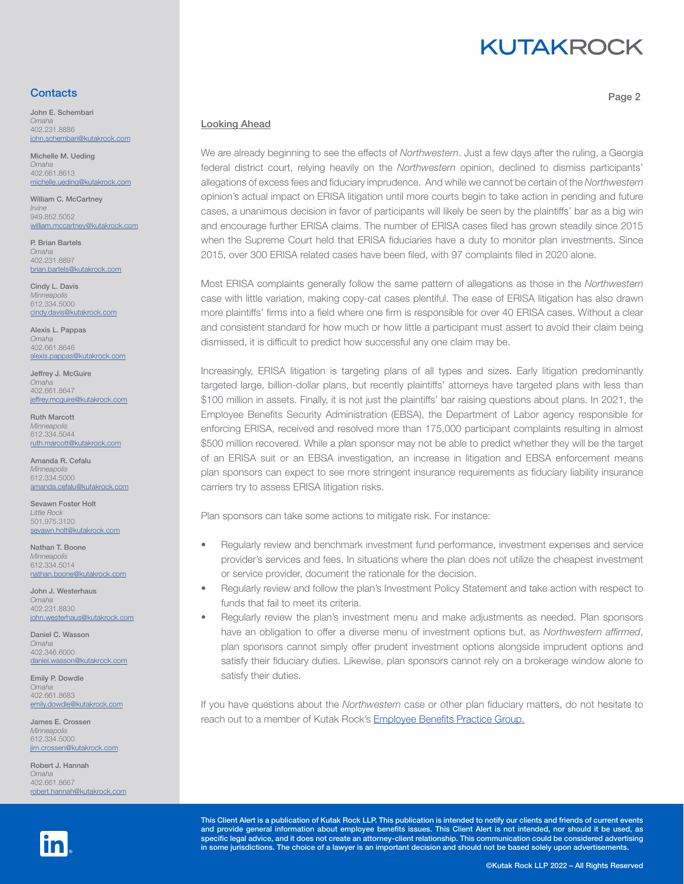## Contacts

John E. Schembari
*Omaha*
402.231.8886
john.schembari@kutakrock.com

Michelle M. Ueding
*Omaha*
402.661.8613
michelle.ueding@kutakrock.com

William C. McCartney
*Irvine*
949.852.5052
william.mccartney@kutakrock.com

P. Brian Bartels
*Omaha*
402.231.8897
brian.bartels@kutakrock.com

Cindy L. Davis
*Minneapolis*
612.334.5000
cindy.davis@kutakrock.com

Alexis L. Pappas
*Omaha*
402.661.8646
alexis.pappas@kutakrock.com

Jeffrey J. McGuire
*Omaha*
402.661.8647
jeffrey.mcguire@kutakrock.com

Ruth Marcott
*Minneapolis*
612.334.5044
ruth.marcott@kutakrock.com

Amanda R. Cefalu
*Minneapolis*
612.334.5000
amanda.cefalu@kutakrock.com

Sevawn Foster Holt
*Little Rock*
501.975.3120
sevawn.holt@kutakrock.com

Nathan T. Boone
*Minneapolis*
612.334.5014
nathan.boone@kutakrock.com

John J. Westerhaus
*Omaha*
402.231.8830
john.westerhaus@kutakrock.com

Daniel C. Wasson
*Omaha*
402.346.6000
daniel.wasson@kutakrock.com

Emily P. Dowdle
*Omaha*
402.661.8683
emily.dowdle@kutakrock.com

James E. Crossen
*Minneapolis*
612.334.5000
jim.crossen@kutakrock.com

Robert J. Hannah
*Omaha*
402.661.8667
robert.hannah@kutakrock.com

## Looking Ahead

We are already beginning to see the effects of *Northwestern*. Just a few days after the ruling, a Georgia federal district court, relying heavily on the *Northwestern* opinion, declined to dismiss participants' allegations of excess fees and fiduciary imprudence. And while we cannot be certain of the *Northwestern* opinion's actual impact on ERISA litigation until more courts begin to take action in pending and future cases, a unanimous decision in favor of participants will likely be seen by the plaintiffs' bar as a big win and encourage further ERISA claims. The number of ERISA cases filed has grown steadily since 2015 when the Supreme Court held that ERISA fiduciaries have a duty to monitor plan investments. Since 2015, over 300 ERISA related cases have been filed, with 97 complaints filed in 2020 alone.

Most ERISA complaints generally follow the same pattern of allegations as those in the *Northwestern* case with little variation, making copy-cat cases plentiful. The ease of ERISA litigation has also drawn more plaintiffs' firms into a field where one firm is responsible for over 40 ERISA cases. Without a clear and consistent standard for how much or how little a participant must assert to avoid their claim being dismissed, it is difficult to predict how successful any one claim may be.

Increasingly, ERISA litigation is targeting plans of all types and sizes. Early litigation predominantly targeted large, billion-dollar plans, but recently plaintiffs' attorneys have targeted plans with less than $100 million in assets. Finally, it is not just the plaintiffs' bar raising questions about plans. In 2021, the Employee Benefits Security Administration (EBSA), the Department of Labor agency responsible for enforcing ERISA, received and resolved more than 175,000 participant complaints resulting in almost $500 million recovered. While a plan sponsor may not be able to predict whether they will be the target of an ERISA suit or an EBSA investigation, an increase in litigation and EBSA enforcement means plan sponsors can expect to see more stringent insurance requirements as fiduciary liability insurance carriers try to assess ERISA litigation risks.

Plan sponsors can take some actions to mitigate risk. For instance:

- Regularly review and benchmark investment fund performance, investment expenses and service provider's services and fees. In situations where the plan does not utilize the cheapest investment or service provider, document the rationale for the decision.
- Regularly review and follow the plan's Investment Policy Statement and take action with respect to funds that fail to meet its criteria.
- Regularly review the plan's investment menu and make adjustments as needed. Plan sponsors have an obligation to offer a diverse menu of investment options but, as *Northwestern affirmed*, plan sponsors cannot simply offer prudent investment options alongside imprudent options and satisfy their fiduciary duties. Likewise, plan sponsors cannot rely on a brokerage window alone to satisfy their duties.

If you have questions about the *Northwestern* case or other plan fiduciary matters, do not hesitate to reach out to a member of Kutak Rock's Employee Benefits Practice Group.

**This Client Alert is a publication of Kutak Rock LLP. This publication is intended to notify our clients and friends of current events and provide general information about employee benefits issues. This Client Alert is not intended, nor should it be used, as specific legal advice, and it does not create an attorney-client relationship. This communication could be considered advertising in some jurisdictions. The choice of a lawyer is an important decision and should not be based solely upon advertisements.**

**©Kutak Rock LLP 2022 – All Rights Reserved**